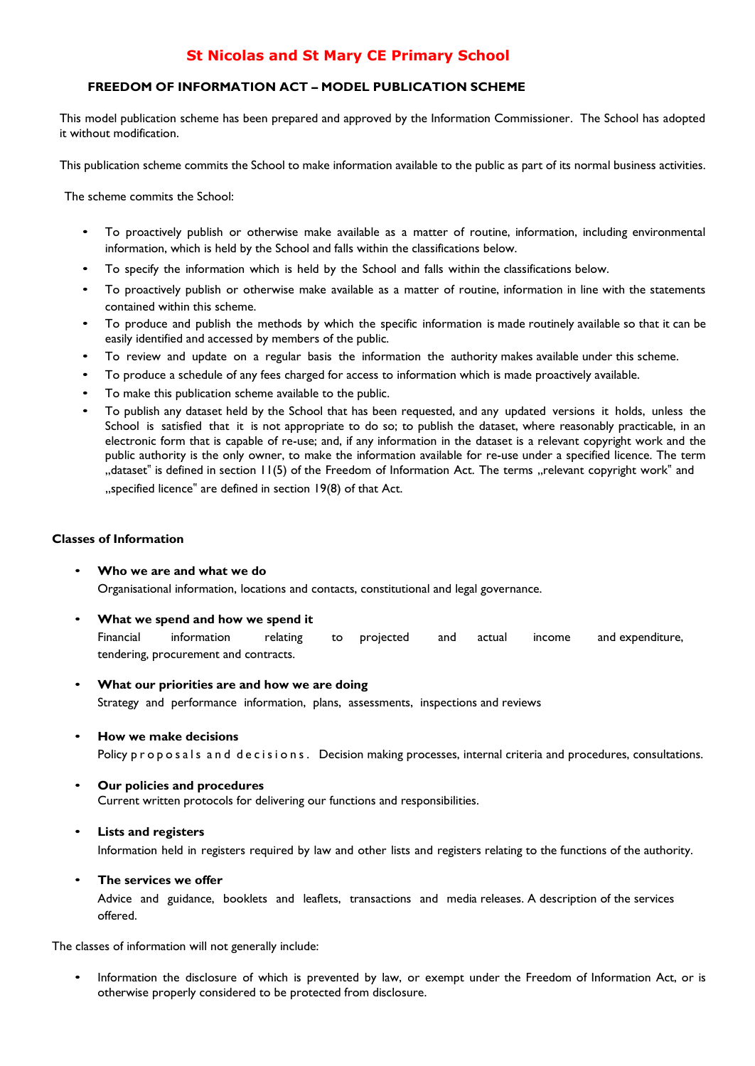# St Nicolas and St Mary CE Primary School

## FREEDOM OF INFORMATION ACT – MODEL PUBLICATION SCHEME

This model publication scheme has been prepared and approved by the Information Commissioner. The School has adopted it without modification.

This publication scheme commits the School to make information available to the public as part of its normal business activities.

The scheme commits the School:

- To proactively publish or otherwise make available as a matter of routine, information, including environmental information, which is held by the School and falls within the classifications below.
- To specify the information which is held by the School and falls within the classifications below.
- To proactively publish or otherwise make available as a matter of routine, information in line with the statements contained within this scheme.
- To produce and publish the methods by which the specific information is made routinely available so that it can be easily identified and accessed by members of the public.
- To review and update on a regular basis the information the authority makes available under this scheme.
- To produce a schedule of any fees charged for access to information which is made proactively available.
- To make this publication scheme available to the public.
- To publish any dataset held by the School that has been requested, and any updated versions it holds, unless the School is satisfied that it is not appropriate to do so; to publish the dataset, where reasonably practicable, in an electronic form that is capable of re-use; and, if any information in the dataset is a relevant copyright work and the public authority is the only owner, to make the information available for re-use under a specified licence. The term „dataset" is defined in section 11(5) of the Freedom of Information Act. The terms „relevant copyright work" and „specified licence" are defined in section 19(8) of that Act.

### Classes of Information

- **Who we are and what we do**
  Organisational information, locations and contacts, constitutional and legal governance.

- **What we spend and how we spend it**
  Financial information relating to projected and actual income and expenditure, tendering, procurement and contracts.

- **What our priorities are and how we are doing**
  Strategy and performance information, plans, assessments, inspections and reviews

- **How we make decisions**
  Policy proposals and decisions. Decision making processes, internal criteria and procedures, consultations.

- **Our policies and procedures**
  Current written protocols for delivering our functions and responsibilities.

- **Lists and registers**
  Information held in registers required by law and other lists and registers relating to the functions of the authority.

- **The services we offer**
  Advice and guidance, booklets and leaflets, transactions and media releases. A description of the services offered.

The classes of information will not generally include:

- Information the disclosure of which is prevented by law, or exempt under the Freedom of Information Act, or is otherwise properly considered to be protected from disclosure.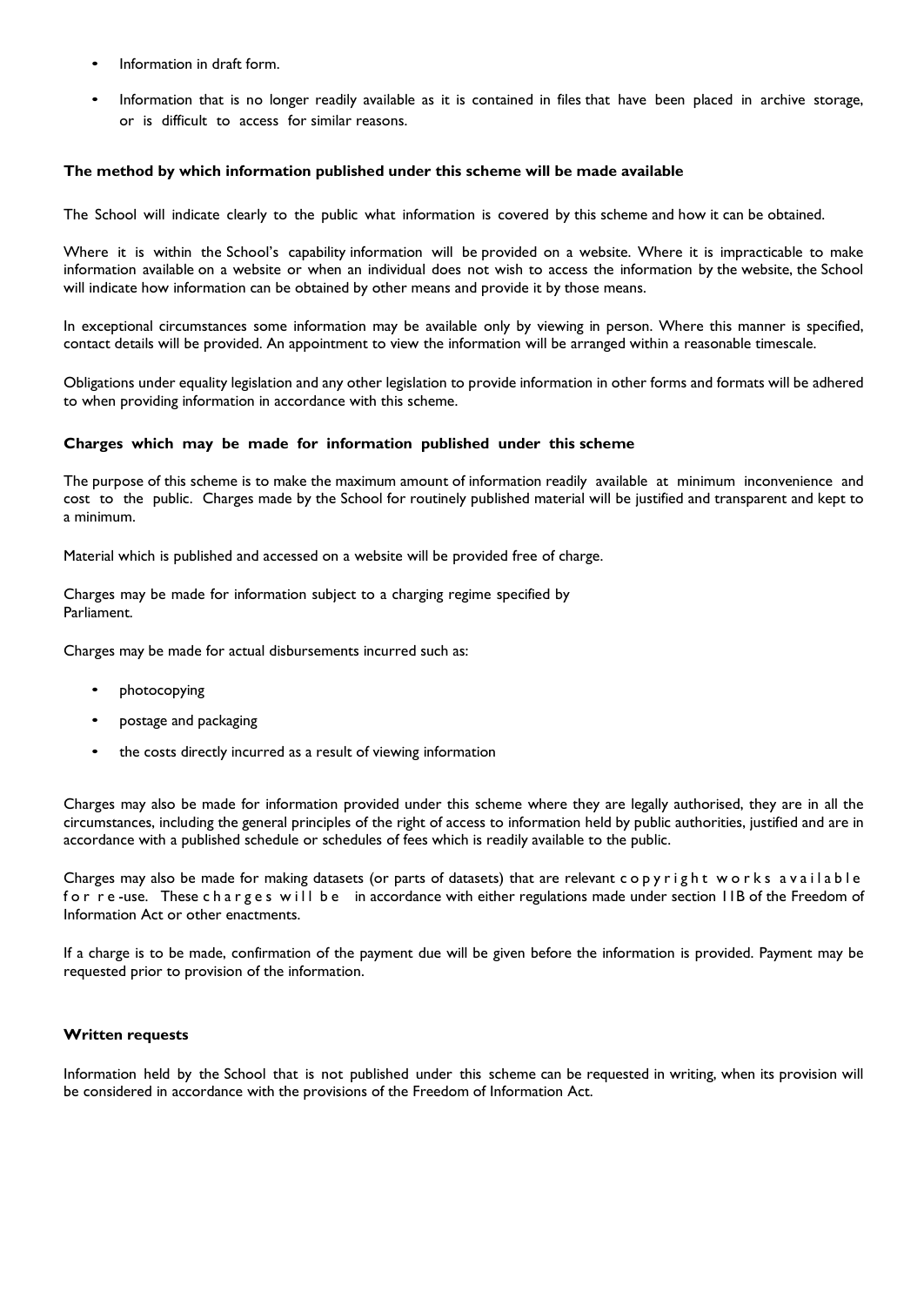- Information in draft form.
- Information that is no longer readily available as it is contained in files that have been placed in archive storage, or is difficult to access for similar reasons.

**The method by which information published under this scheme will be made available**

The School will indicate clearly to the public what information is covered by this scheme and how it can be obtained.

Where it is within the School's capability information will be provided on a website. Where it is impracticable to make information available on a website or when an individual does not wish to access the information by the website, the School will indicate how information can be obtained by other means and provide it by those means.

In exceptional circumstances some information may be available only by viewing in person. Where this manner is specified, contact details will be provided. An appointment to view the information will be arranged within a reasonable timescale.

Obligations under equality legislation and any other legislation to provide information in other forms and formats will be adhered to when providing information in accordance with this scheme.

**Charges which may be made for information published under this scheme**

The purpose of this scheme is to make the maximum amount of information readily available at minimum inconvenience and cost to the public. Charges made by the School for routinely published material will be justified and transparent and kept to a minimum.

Material which is published and accessed on a website will be provided free of charge.

Charges may be made for information subject to a charging regime specified by Parliament.

Charges may be made for actual disbursements incurred such as:

- photocopying
- postage and packaging
- the costs directly incurred as a result of viewing information

Charges may also be made for information provided under this scheme where they are legally authorised, they are in all the circumstances, including the general principles of the right of access to information held by public authorities, justified and are in accordance with a published schedule or schedules of fees which is readily available to the public.

Charges may also be made for making datasets (or parts of datasets) that are relevant copyright works available for re-use. These charges will be in accordance with either regulations made under section 11B of the Freedom of Information Act or other enactments.

If a charge is to be made, confirmation of the payment due will be given before the information is provided. Payment may be requested prior to provision of the information.

**Written requests**

Information held by the School that is not published under this scheme can be requested in writing, when its provision will be considered in accordance with the provisions of the Freedom of Information Act.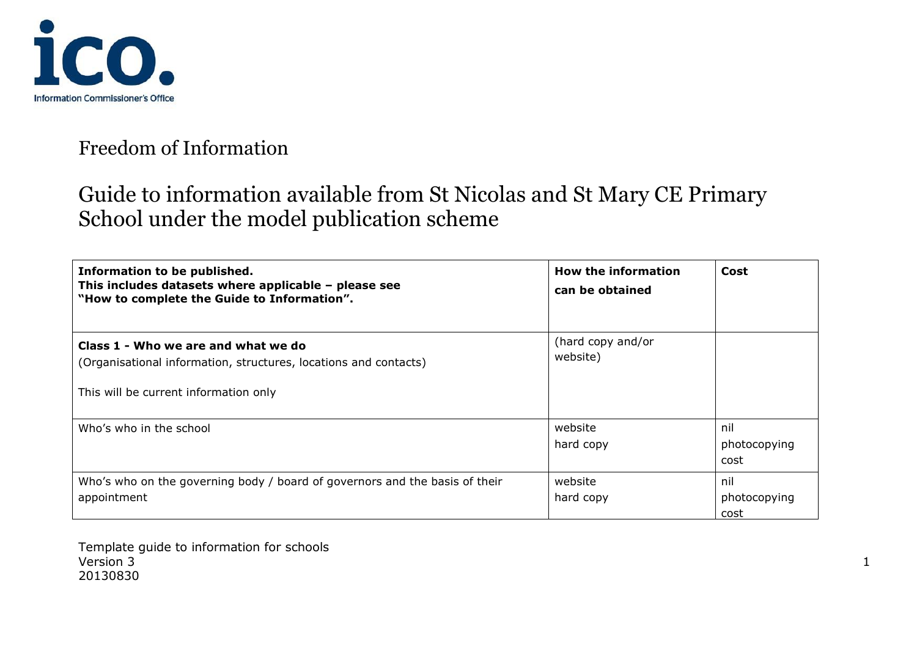Freedom of Information

# Guide to information available from St Nicolas and St Mary CE Primary School under the model publication scheme

| **Information to be published.** **This includes datasets where applicable – please see "How to complete the Guide to Information".** | **How the information can be obtained** | **Cost** |
|---|---|---|
| **Class 1 - Who we are and what we do** (Organisational information, structures, locations and contacts) This will be current information only | (hard copy and/or website) | |
| Who's who in the school | website hard copy | nil photocopying cost |
| Who's who on the governing body / board of governors and the basis of their appointment | website hard copy | nil photocopying cost |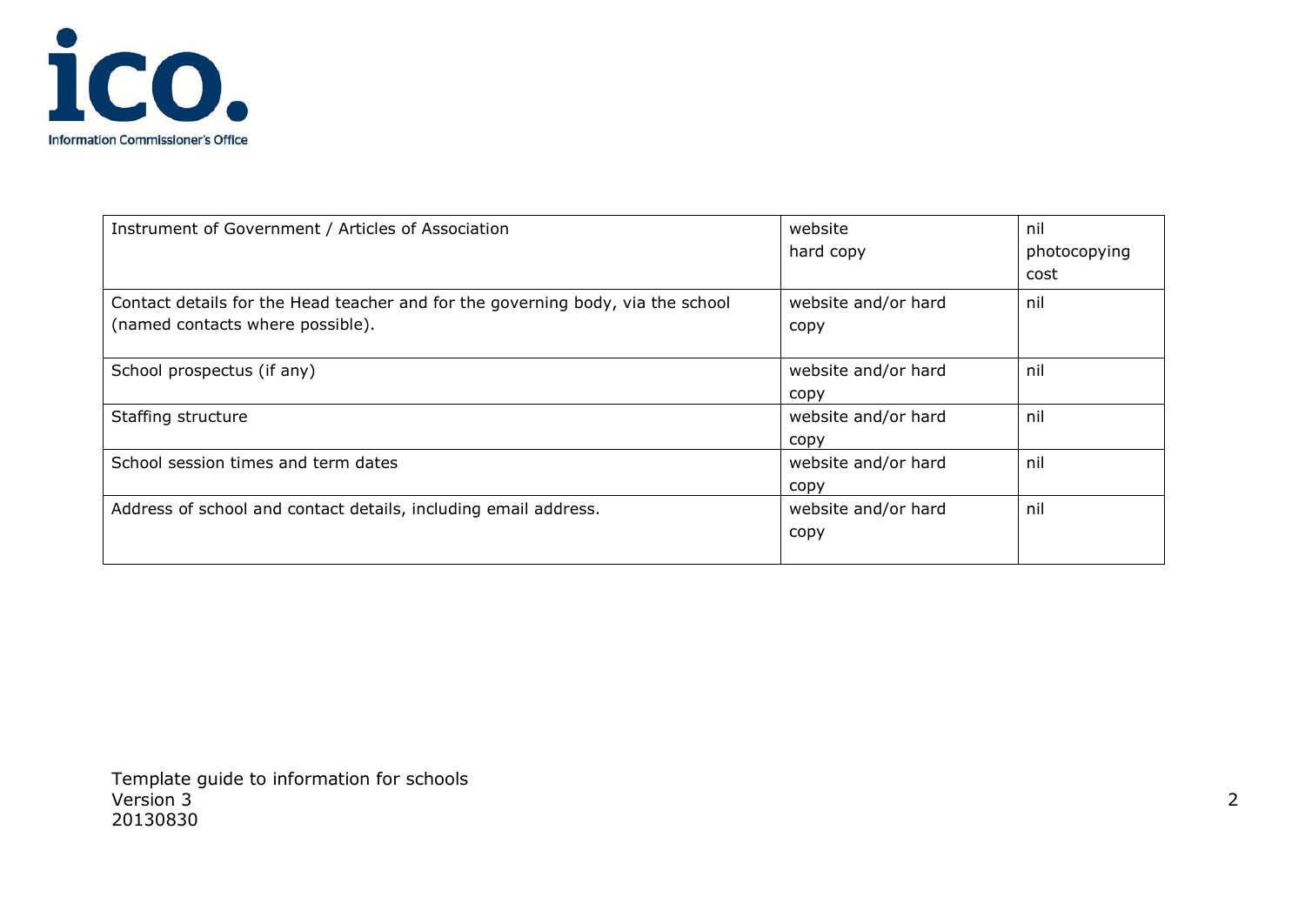| | | |
|---|---|---|
| Instrument of Government / Articles of Association | website<br>hard copy | nil<br>photocopying cost |
| Contact details for the Head teacher and for the governing body, via the school (named contacts where possible). | website and/or hard copy | nil |
| School prospectus (if any) | website and/or hard copy | nil |
| Staffing structure | website and/or hard copy | nil |
| School session times and term dates | website and/or hard copy | nil |
| Address of school and contact details, including email address. | website and/or hard copy | nil |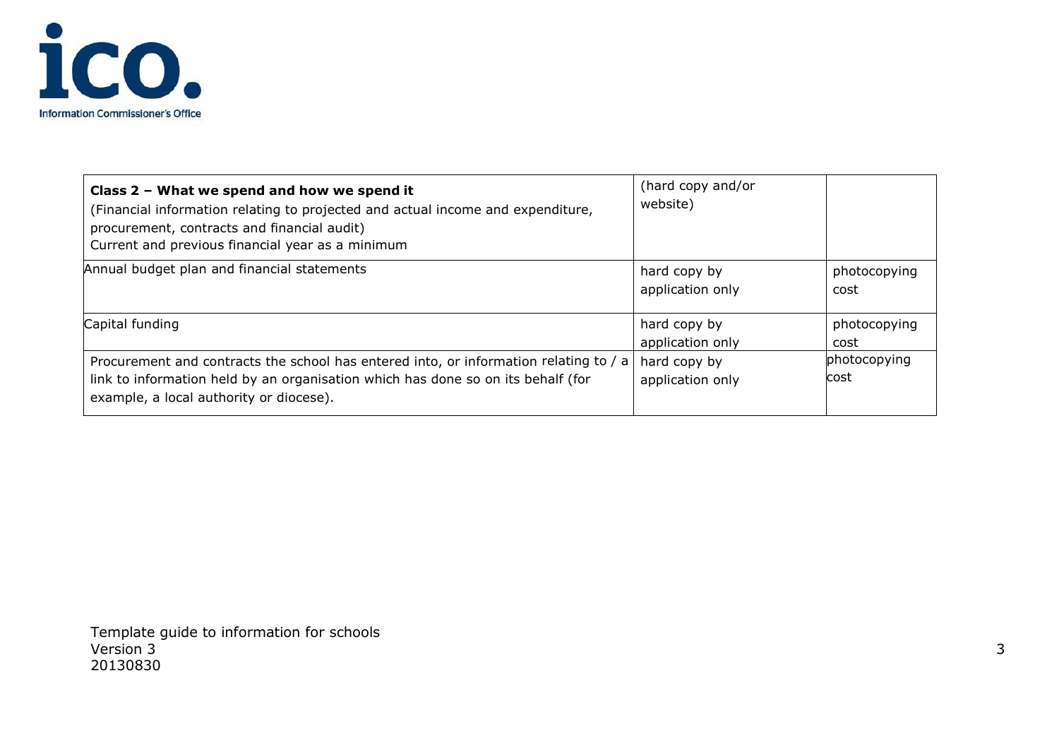| **Class 2 – What we spend and how we spend it**<br>(Financial information relating to projected and actual income and expenditure, procurement, contracts and financial audit)<br>Current and previous financial year as a minimum | (hard copy and/or website) | |
|---|---|---|
| Annual budget plan and financial statements | hard copy by application only | photocopying cost |
| Capital funding | hard copy by application only | photocopying cost |
| Procurement and contracts the school has entered into, or information relating to / a link to information held by an organisation which has done so on its behalf (for example, a local authority or diocese). | hard copy by application only | photocopying cost |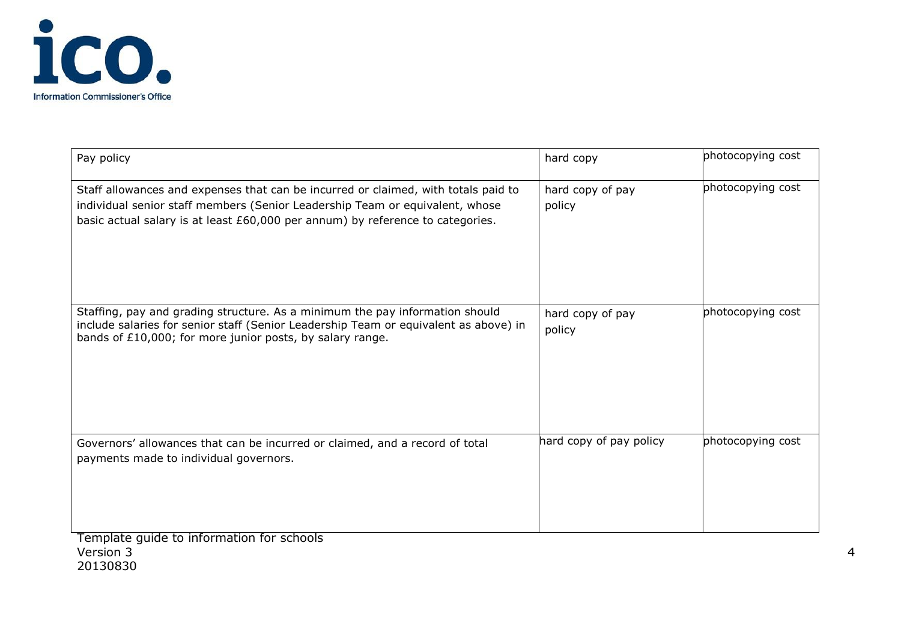| Pay policy | hard copy | photocopying cost |
|---|---|---|
| Staff allowances and expenses that can be incurred or claimed, with totals paid to individual senior staff members (Senior Leadership Team or equivalent, whose basic actual salary is at least £60,000 per annum) by reference to categories. | hard copy of pay policy | photocopying cost |
| Staffing, pay and grading structure. As a minimum the pay information should include salaries for senior staff (Senior Leadership Team or equivalent as above) in bands of £10,000; for more junior posts, by salary range. | hard copy of pay policy | photocopying cost |
| Governors' allowances that can be incurred or claimed, and a record of total payments made to individual governors. | hard copy of pay policy | photocopying cost |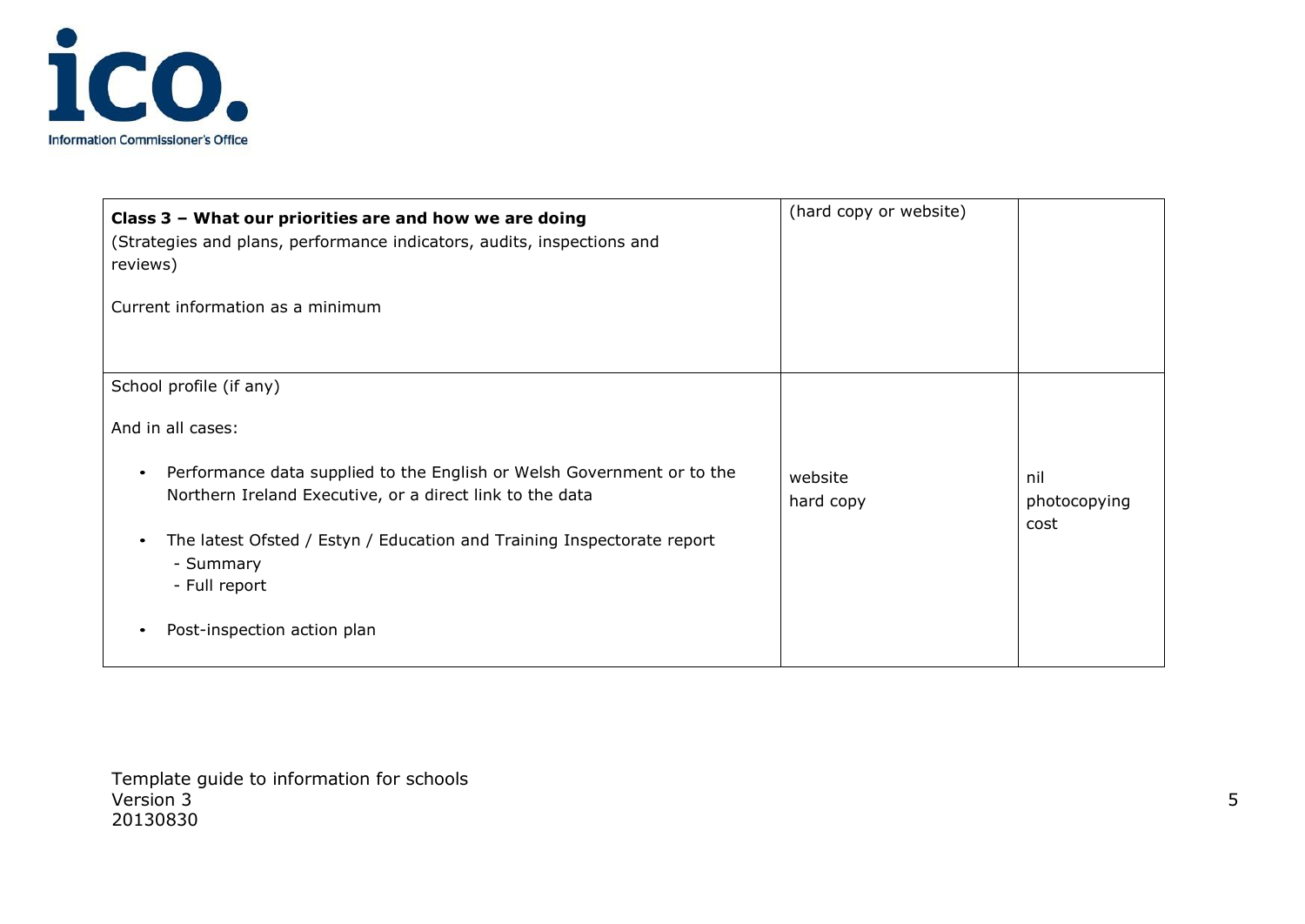| Class 3 – What our priorities are and how we are doing<br>(Strategies and plans, performance indicators, audits, inspections and reviews)<br><br>Current information as a minimum | (hard copy or website) | |
|---|---|---|
| School profile (if any)<br><br>And in all cases:<br><br>• Performance data supplied to the English or Welsh Government or to the Northern Ireland Executive, or a direct link to the data<br><br>• The latest Ofsted / Estyn / Education and Training Inspectorate report<br>- Summary<br>- Full report<br><br>• Post-inspection action plan | website<br>hard copy | nil<br>photocopying cost |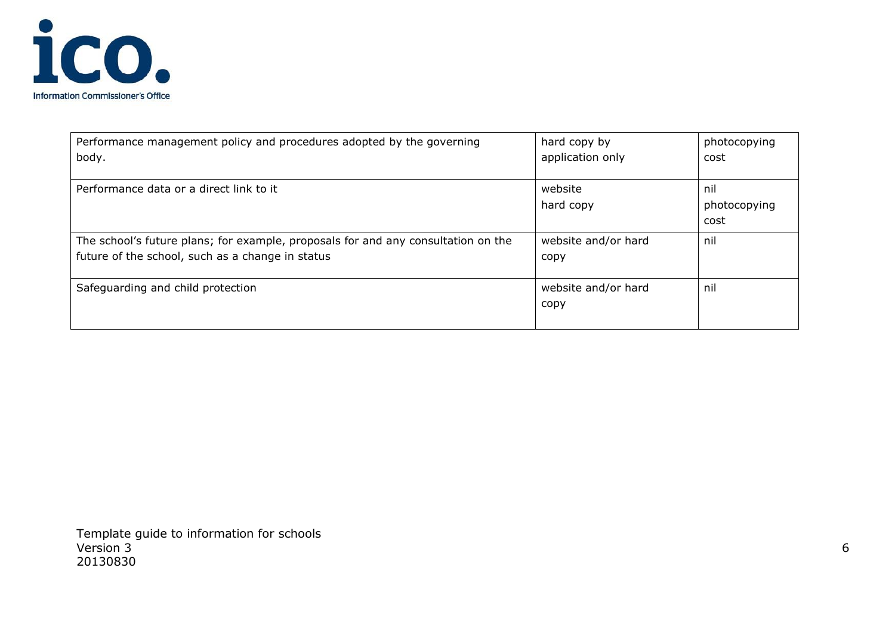| | | |
|---|---|---|
| Performance management policy and procedures adopted by the governing body. | hard copy by application only | photocopying cost |
| Performance data or a direct link to it | website<br>hard copy | nil<br>photocopying cost |
| The school's future plans; for example, proposals for and any consultation on the future of the school, such as a change in status | website and/or hard copy | nil |
| Safeguarding and child protection | website and/or hard copy | nil |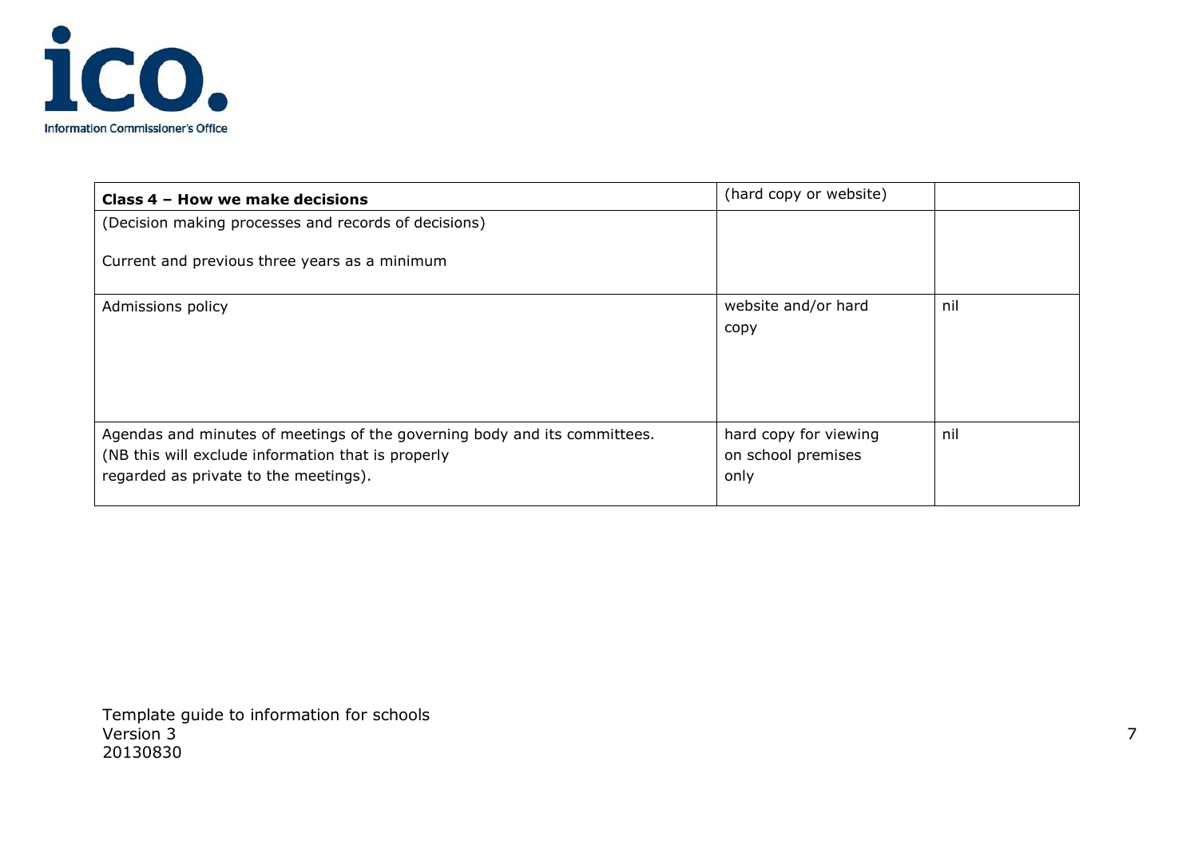| **Class 4 – How we make decisions** | (hard copy or website) | |
| --- | --- | --- |
| (Decision making processes and records of decisions)<br><br>Current and previous three years as a minimum | | |
| Admissions policy | website and/or hard copy | nil |
| Agendas and minutes of meetings of the governing body and its committees. (NB this will exclude information that is properly regarded as private to the meetings). | hard copy for viewing on school premises only | nil |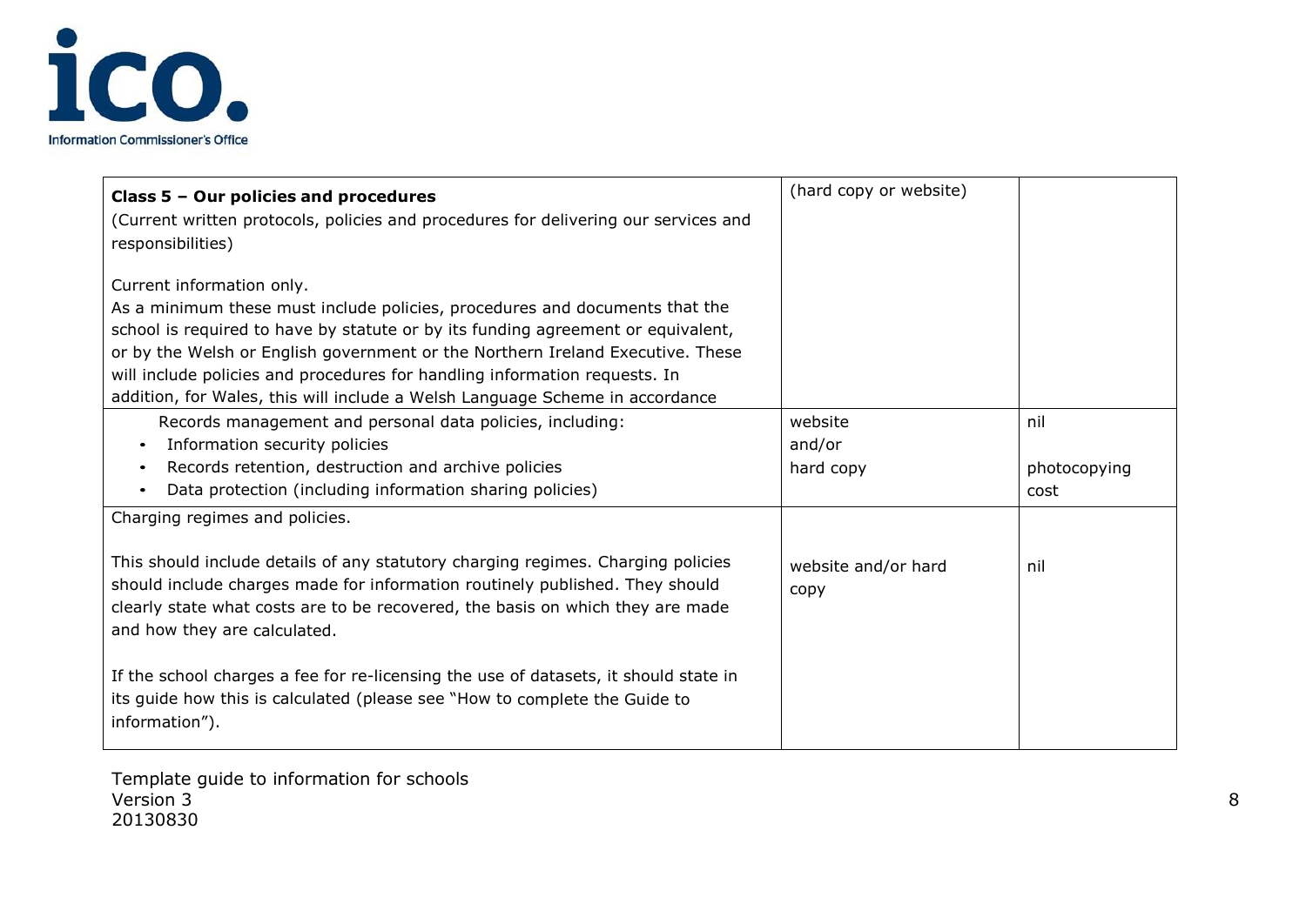| Class 5 – Our policies and procedures | | |
|---|---|---|
| **Class 5 – Our policies and procedures**<br>(Current written protocols, policies and procedures for delivering our services and responsibilities)<br><br>Current information only.<br>As a minimum these must include policies, procedures and documents that the school is required to have by statute or by its funding agreement or equivalent, or by the Welsh or English government or the Northern Ireland Executive. These will include policies and procedures for handling information requests. In addition, for Wales, this will include a Welsh Language Scheme in accordance | (hard copy or website) | |
| Records management and personal data policies, including:<br>• Information security policies<br>• Records retention, destruction and archive policies<br>• Data protection (including information sharing policies) | website<br>and/or<br>hard copy | nil<br><br>photocopying cost |
| Charging regimes and policies.<br><br>This should include details of any statutory charging regimes. Charging policies should include charges made for information routinely published. They should clearly state what costs are to be recovered, the basis on which they are made and how they are calculated.<br><br>If the school charges a fee for re-licensing the use of datasets, it should state in its guide how this is calculated (please see "How to complete the Guide to information"). | website and/or hard copy | nil |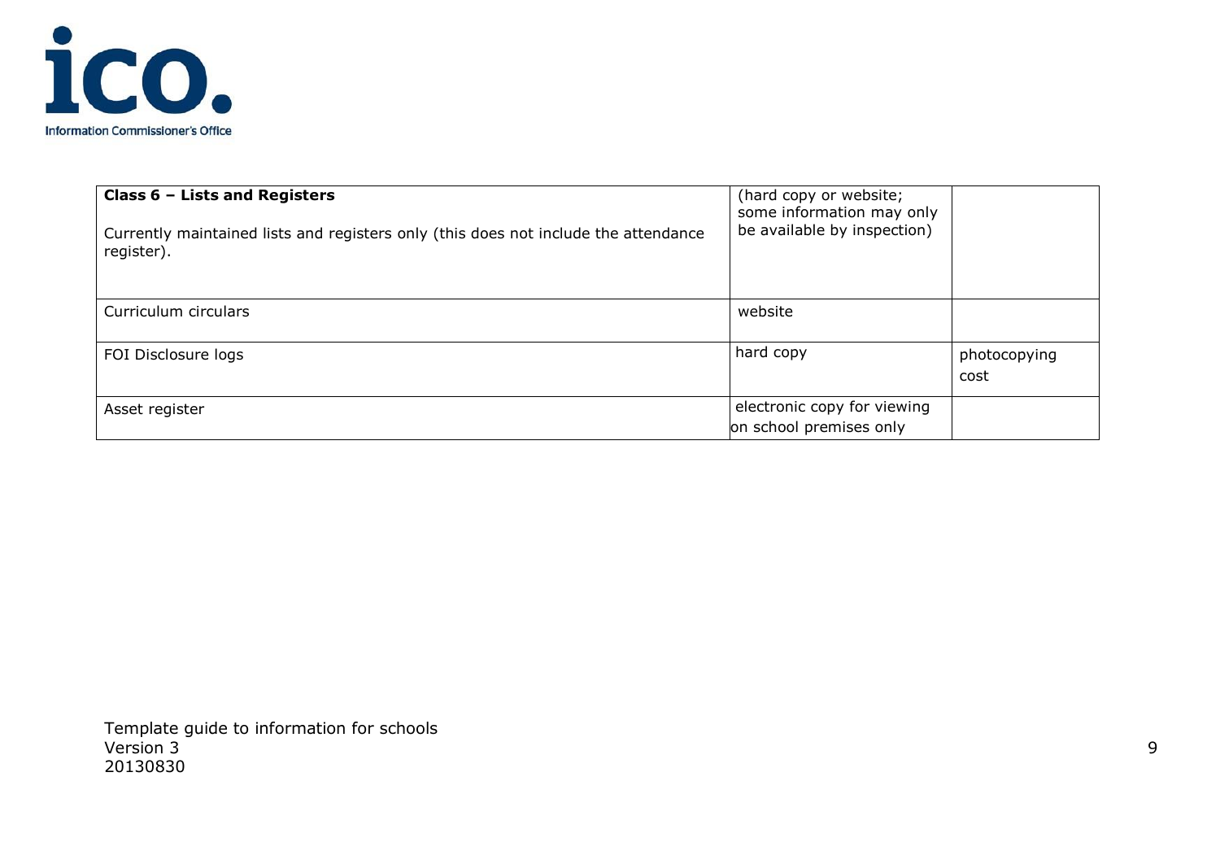| **Class 6 – Lists and Registers**<br><br>Currently maintained lists and registers only (this does not include the attendance register). | (hard copy or website; some information may only be available by inspection) | |
| --- | --- | --- |
| Curriculum circulars | website | |
| FOI Disclosure logs | hard copy | photocopying cost |
| Asset register | electronic copy for viewing on school premises only | |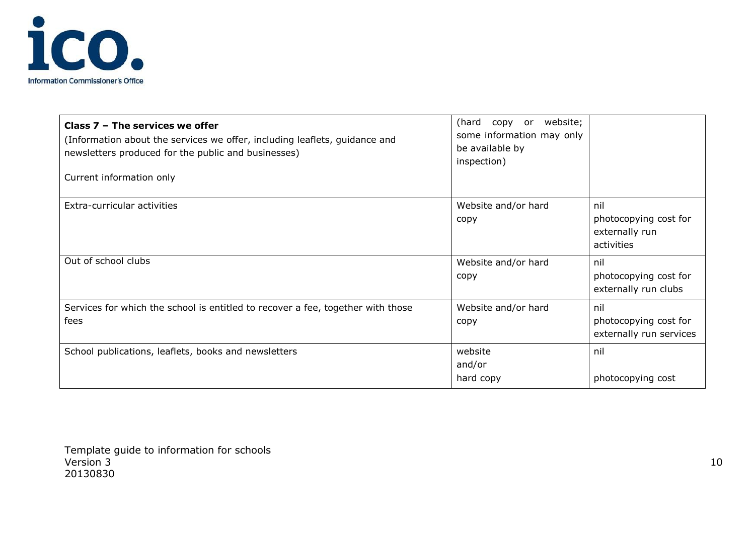| **Class 7 – The services we offer** (Information about the services we offer, including leaflets, guidance and newsletters produced for the public and businesses) Current information only | (hard copy or website; some information may only be available by inspection) | |
|---|---|---|
| Extra-curricular activities | Website and/or hard copy | nil photocopying cost for externally run activities |
| Out of school clubs | Website and/or hard copy | nil photocopying cost for externally run clubs |
| Services for which the school is entitled to recover a fee, together with those fees | Website and/or hard copy | nil photocopying cost for externally run services |
| School publications, leaflets, books and newsletters | website and/or hard copy | nil photocopying cost |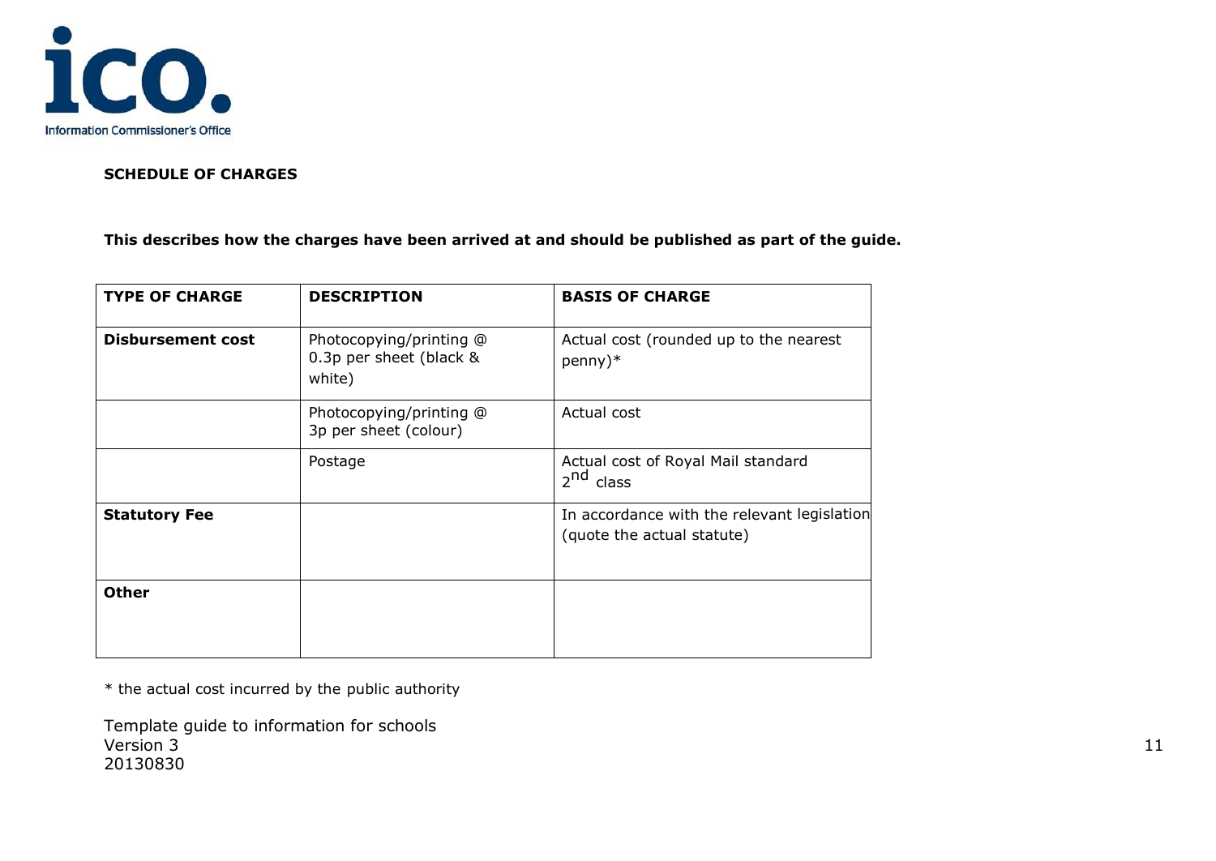**SCHEDULE OF CHARGES**

**This describes how the charges have been arrived at and should be published as part of the guide.**

| TYPE OF CHARGE | DESCRIPTION | BASIS OF CHARGE |
|---|---|---|
| **Disbursement cost** | Photocopying/printing @ 0.3p per sheet (black & white) | Actual cost (rounded up to the nearest penny)* |
| | Photocopying/printing @ 3p per sheet (colour) | Actual cost |
| | Postage | Actual cost of Royal Mail standard 2nd class |
| **Statutory Fee** | | In accordance with the relevant legislation (quote the actual statute) |
| **Other** | | |

* the actual cost incurred by the public authority

Template guide to information for schools
Version 3
20130830